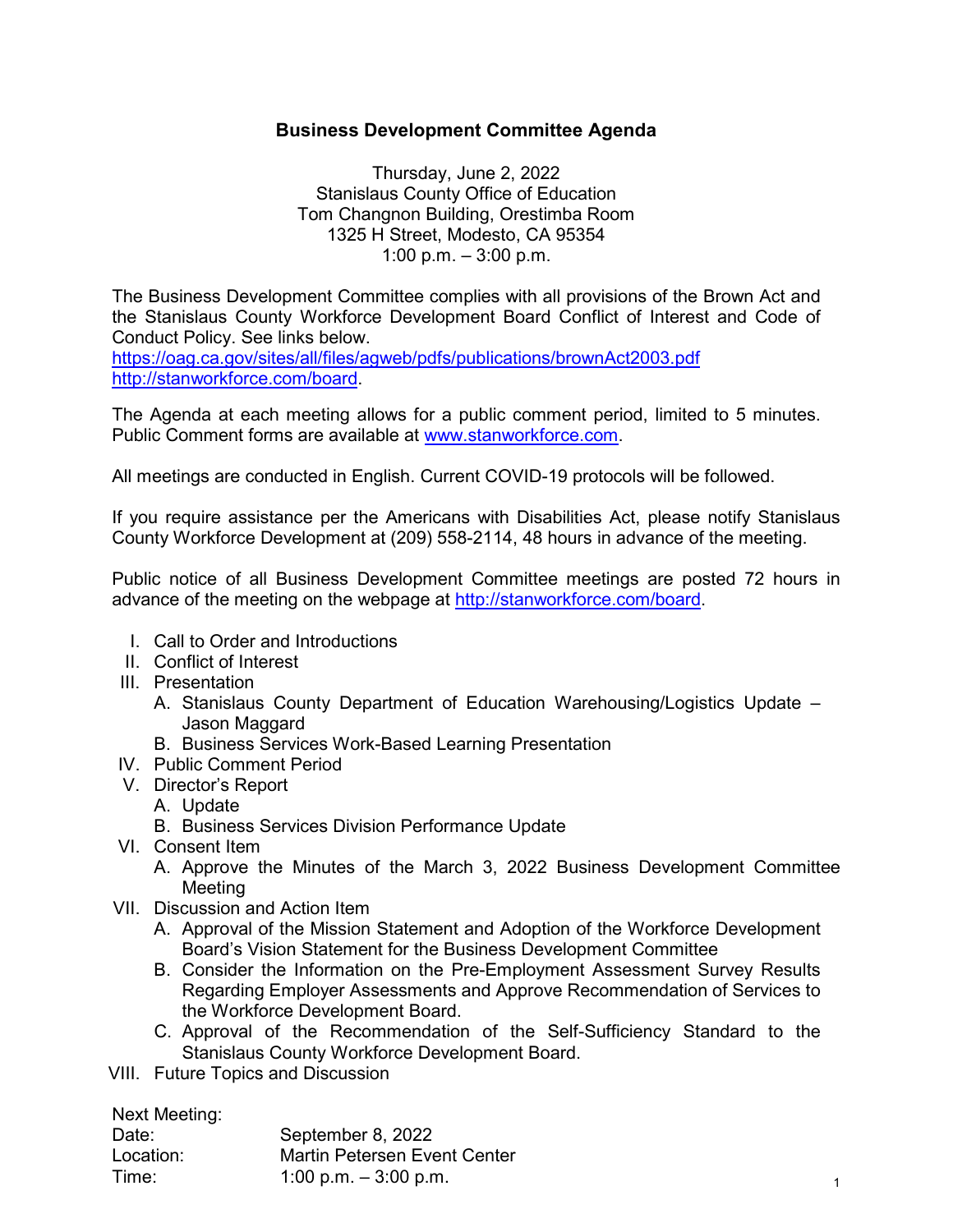# Business Development Committee Agenda

Thursday, June 2, 2022
Stanislaus County Office of Education
Tom Changnon Building, Orestimba Room
1325 H Street, Modesto, CA 95354
1:00 p.m. – 3:00 p.m.

The Business Development Committee complies with all provisions of the Brown Act and the Stanislaus County Workforce Development Board Conflict of Interest and Code of Conduct Policy. See links below.
https://oag.ca.gov/sites/all/files/agweb/pdfs/publications/brownAct2003.pdf
http://stanworkforce.com/board.

The Agenda at each meeting allows for a public comment period, limited to 5 minutes. Public Comment forms are available at www.stanworkforce.com.

All meetings are conducted in English. Current COVID-19 protocols will be followed.

If you require assistance per the Americans with Disabilities Act, please notify Stanislaus County Workforce Development at (209) 558-2114, 48 hours in advance of the meeting.

Public notice of all Business Development Committee meetings are posted 72 hours in advance of the meeting on the webpage at http://stanworkforce.com/board.

I. Call to Order and Introductions
II. Conflict of Interest
III. Presentation
   A. Stanislaus County Department of Education Warehousing/Logistics Update – Jason Maggard
   B. Business Services Work-Based Learning Presentation
IV. Public Comment Period
V. Director's Report
   A. Update
   B. Business Services Division Performance Update
VI. Consent Item
   A. Approve the Minutes of the March 3, 2022 Business Development Committee Meeting
VII. Discussion and Action Item
   A. Approval of the Mission Statement and Adoption of the Workforce Development Board's Vision Statement for the Business Development Committee
   B. Consider the Information on the Pre-Employment Assessment Survey Results Regarding Employer Assessments and Approve Recommendation of Services to the Workforce Development Board.
   C. Approval of the Recommendation of the Self-Sufficiency Standard to the Stanislaus County Workforce Development Board.
VIII. Future Topics and Discussion

Next Meeting:

| | |
|---|---|
| Date: | September 8, 2022 |
| Location: | Martin Petersen Event Center |
| Time: | 1:00 p.m. – 3:00 p.m. |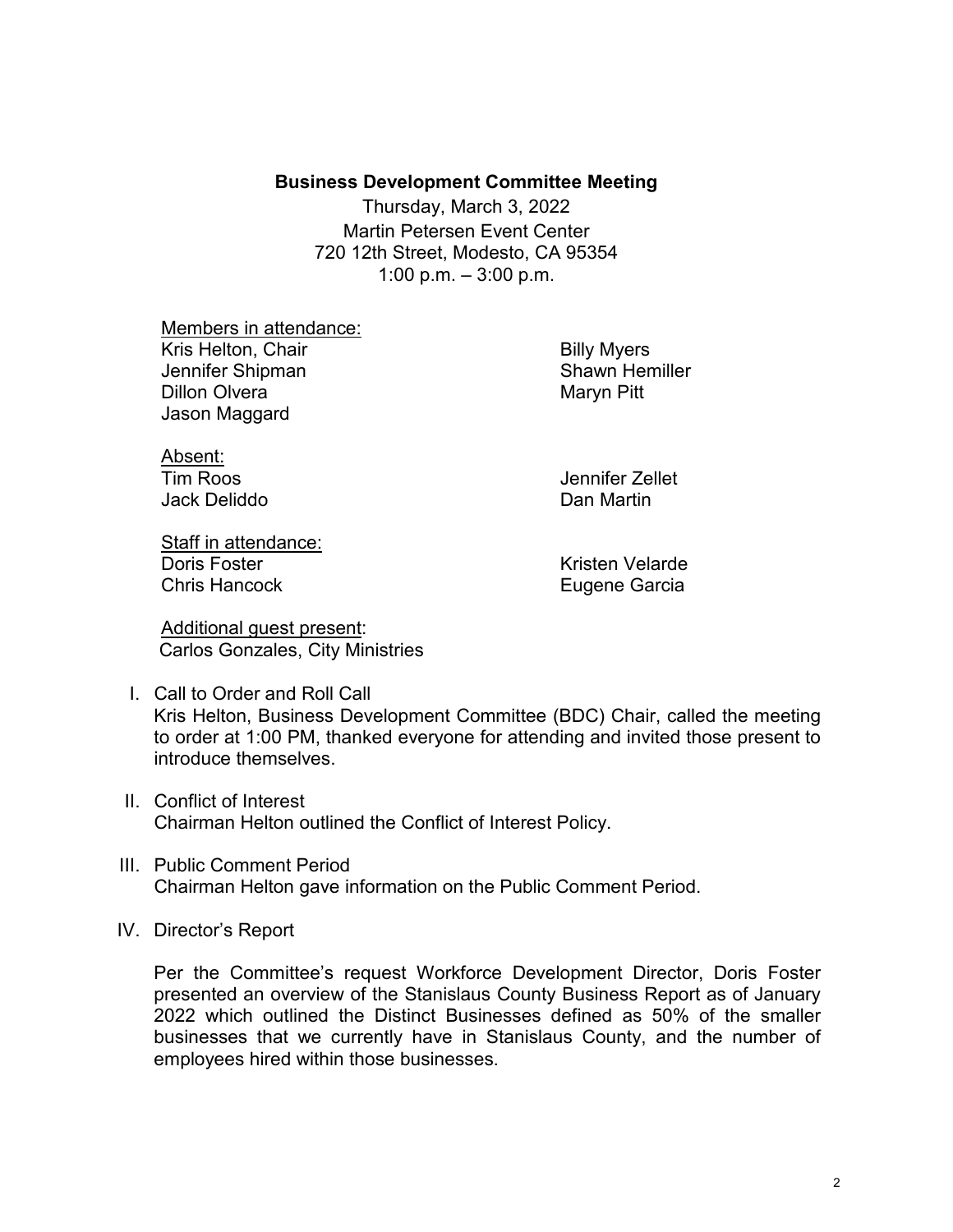**Business Development Committee Meeting**

Thursday, March 3, 2022
Martin Petersen Event Center
720 12th Street, Modesto, CA 95354
1:00 p.m. – 3:00 p.m.

Members in attendance:

Kris Helton, Chair
Jennifer Shipman
Dillon Olvera
Jason Maggard
Billy Myers
Shawn Hemiller
Maryn Pitt

Absent:

Tim Roos
Jack Deliddo
Jennifer Zellet
Dan Martin

Staff in attendance:

Doris Foster
Chris Hancock
Kristen Velarde
Eugene Garcia

Additional guest present:

Carlos Gonzales, City Ministries

I. Call to Order and Roll Call
Kris Helton, Business Development Committee (BDC) Chair, called the meeting to order at 1:00 PM, thanked everyone for attending and invited those present to introduce themselves.

II. Conflict of Interest
Chairman Helton outlined the Conflict of Interest Policy.

III. Public Comment Period
Chairman Helton gave information on the Public Comment Period.

IV. Director's Report

Per the Committee's request Workforce Development Director, Doris Foster presented an overview of the Stanislaus County Business Report as of January 2022 which outlined the Distinct Businesses defined as 50% of the smaller businesses that we currently have in Stanislaus County, and the number of employees hired within those businesses.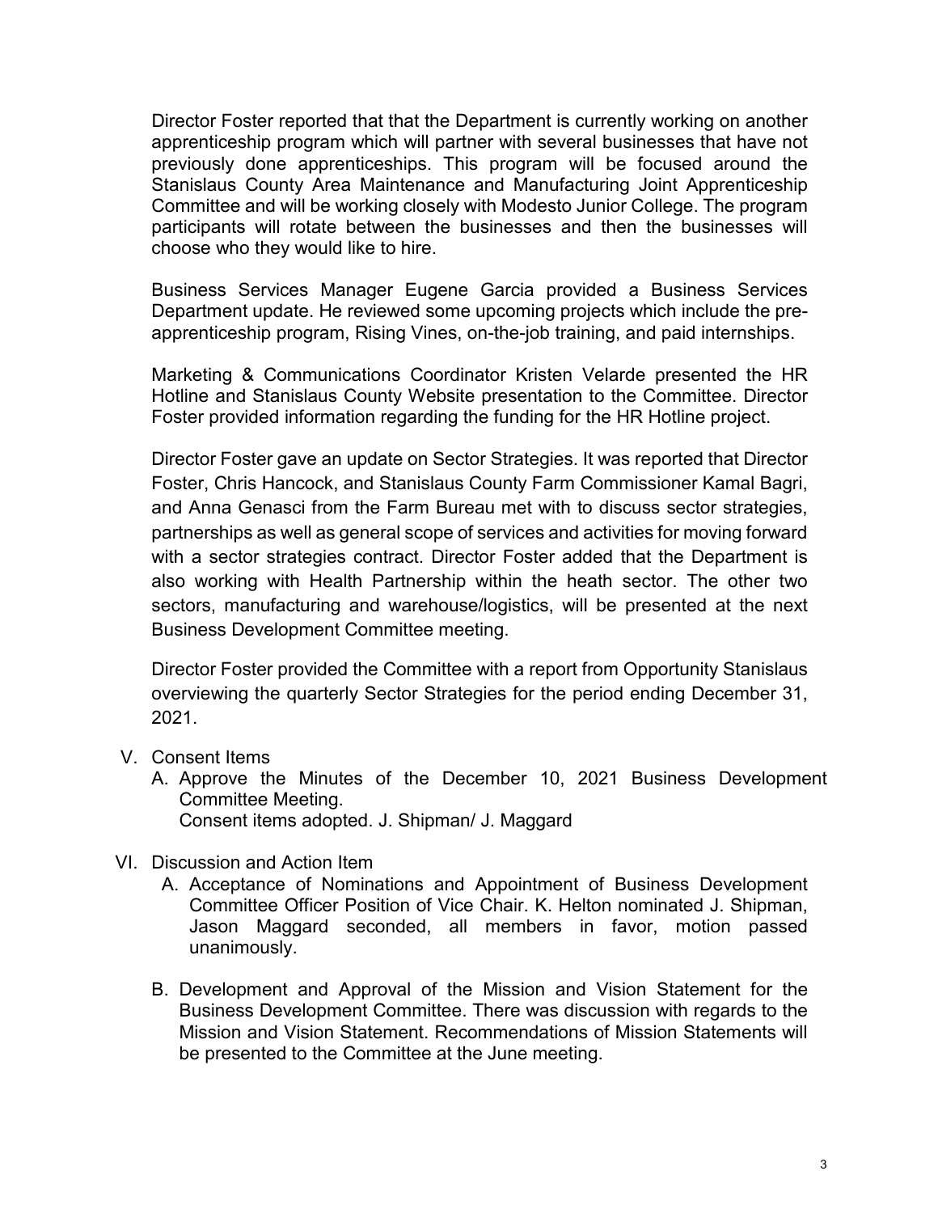Director Foster reported that that the Department is currently working on another apprenticeship program which will partner with several businesses that have not previously done apprenticeships. This program will be focused around the Stanislaus County Area Maintenance and Manufacturing Joint Apprenticeship Committee and will be working closely with Modesto Junior College. The program participants will rotate between the businesses and then the businesses will choose who they would like to hire.

Business Services Manager Eugene Garcia provided a Business Services Department update. He reviewed some upcoming projects which include the pre-apprenticeship program, Rising Vines, on-the-job training, and paid internships.

Marketing & Communications Coordinator Kristen Velarde presented the HR Hotline and Stanislaus County Website presentation to the Committee. Director Foster provided information regarding the funding for the HR Hotline project.

Director Foster gave an update on Sector Strategies. It was reported that Director Foster, Chris Hancock, and Stanislaus County Farm Commissioner Kamal Bagri, and Anna Genasci from the Farm Bureau met with to discuss sector strategies, partnerships as well as general scope of services and activities for moving forward with a sector strategies contract. Director Foster added that the Department is also working with Health Partnership within the heath sector. The other two sectors, manufacturing and warehouse/logistics, will be presented at the next Business Development Committee meeting.

Director Foster provided the Committee with a report from Opportunity Stanislaus overviewing the quarterly Sector Strategies for the period ending December 31, 2021.

V. Consent Items
   A. Approve the Minutes of the December 10, 2021 Business Development Committee Meeting.
      Consent items adopted. J. Shipman/ J. Maggard

VI. Discussion and Action Item
   A. Acceptance of Nominations and Appointment of Business Development Committee Officer Position of Vice Chair. K. Helton nominated J. Shipman, Jason Maggard seconded, all members in favor, motion passed unanimously.

   B. Development and Approval of the Mission and Vision Statement for the Business Development Committee. There was discussion with regards to the Mission and Vision Statement. Recommendations of Mission Statements will be presented to the Committee at the June meeting.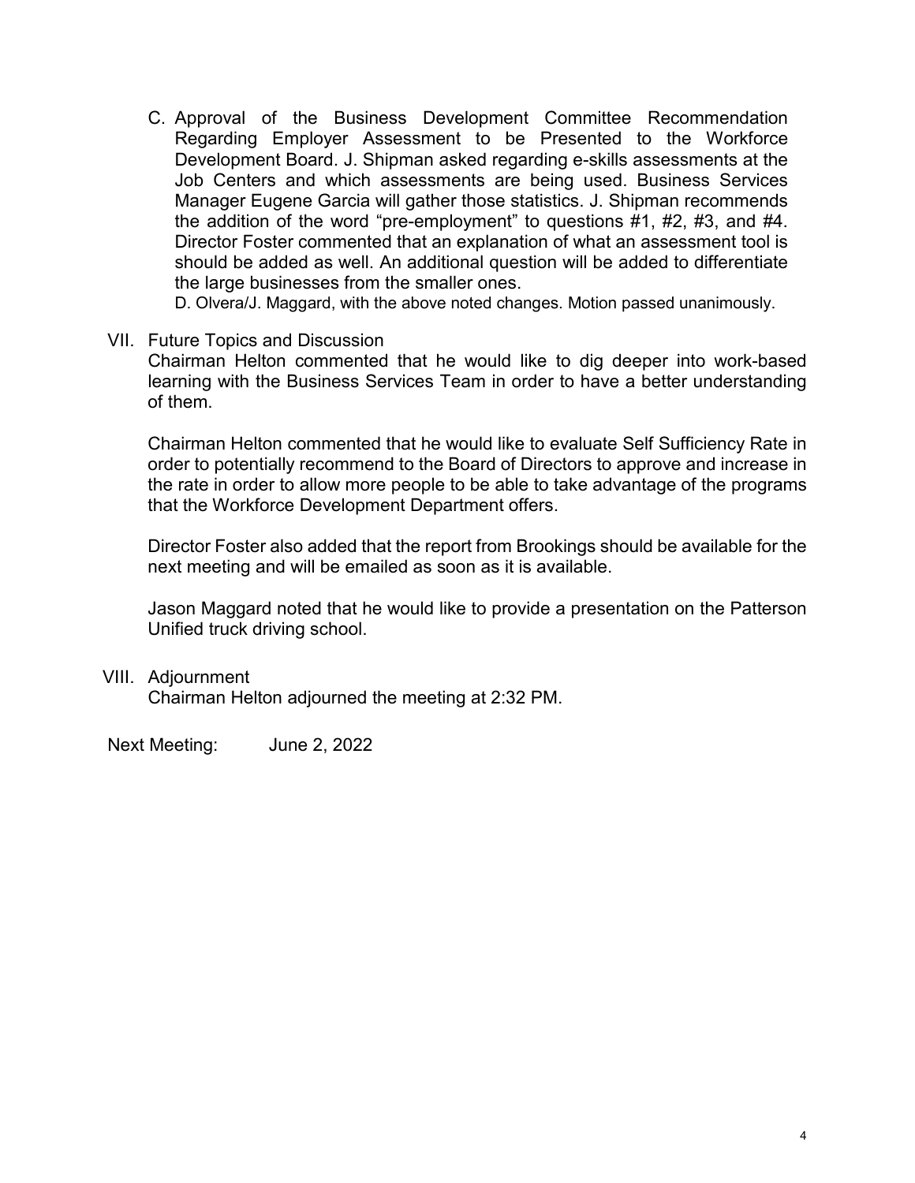C. Approval of the Business Development Committee Recommendation Regarding Employer Assessment to be Presented to the Workforce Development Board. J. Shipman asked regarding e-skills assessments at the Job Centers and which assessments are being used. Business Services Manager Eugene Garcia will gather those statistics. J. Shipman recommends the addition of the word "pre-employment" to questions #1, #2, #3, and #4. Director Foster commented that an explanation of what an assessment tool is should be added as well. An additional question will be added to differentiate the large businesses from the smaller ones.

   D. Olvera/J. Maggard, with the above noted changes. Motion passed unanimously.

VII. Future Topics and Discussion

Chairman Helton commented that he would like to dig deeper into work-based learning with the Business Services Team in order to have a better understanding of them.

Chairman Helton commented that he would like to evaluate Self Sufficiency Rate in order to potentially recommend to the Board of Directors to approve and increase in the rate in order to allow more people to be able to take advantage of the programs that the Workforce Development Department offers.

Director Foster also added that the report from Brookings should be available for the next meeting and will be emailed as soon as it is available.

Jason Maggard noted that he would like to provide a presentation on the Patterson Unified truck driving school.

VIII. Adjournment

Chairman Helton adjourned the meeting at 2:32 PM.

Next Meeting: June 2, 2022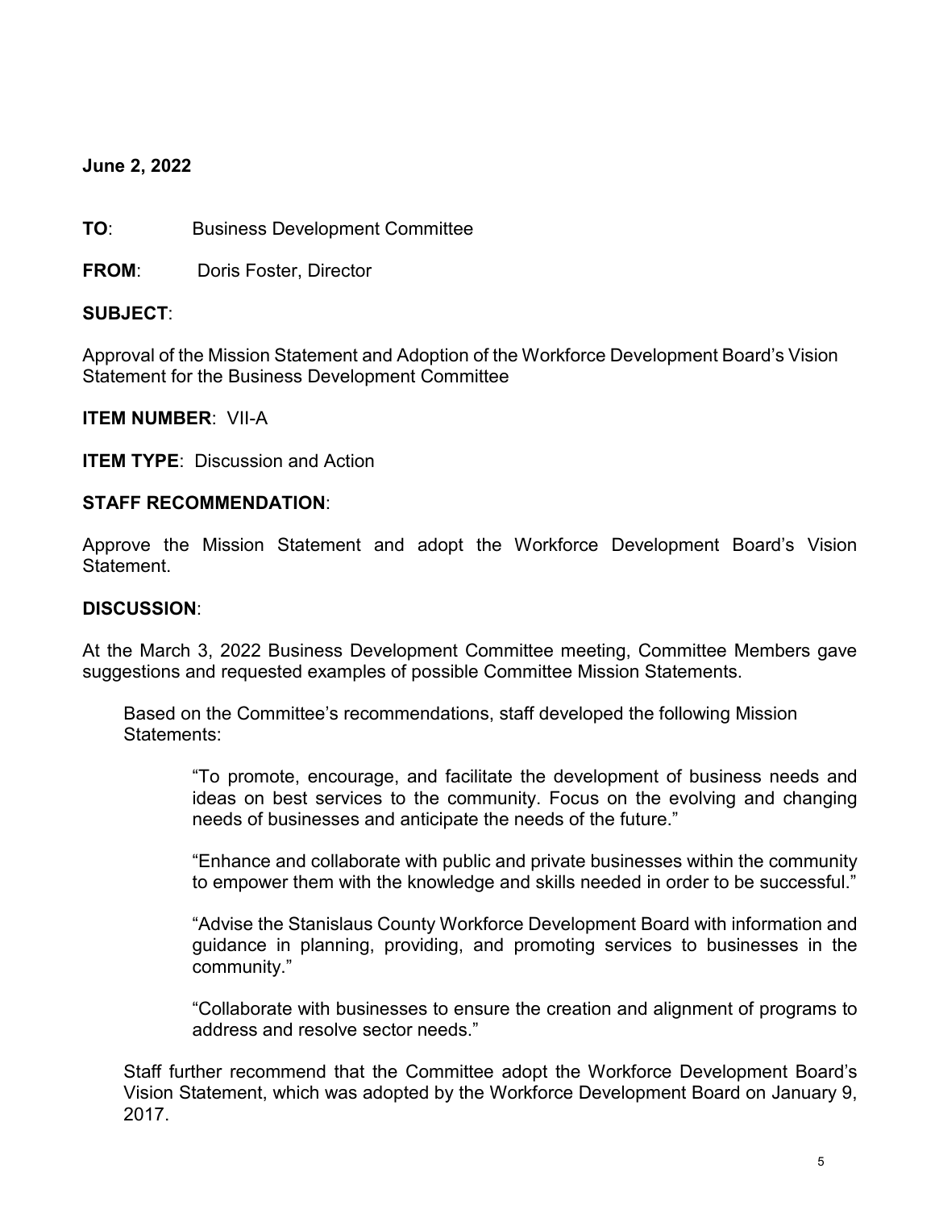**June 2, 2022**

**TO**: Business Development Committee

**FROM**: Doris Foster, Director

**SUBJECT**:

Approval of the Mission Statement and Adoption of the Workforce Development Board's Vision Statement for the Business Development Committee

**ITEM NUMBER**: VII-A

**ITEM TYPE**: Discussion and Action

**STAFF RECOMMENDATION**:

Approve the Mission Statement and adopt the Workforce Development Board's Vision Statement.

**DISCUSSION**:

At the March 3, 2022 Business Development Committee meeting, Committee Members gave suggestions and requested examples of possible Committee Mission Statements.

Based on the Committee's recommendations, staff developed the following Mission Statements:

> "To promote, encourage, and facilitate the development of business needs and ideas on best services to the community. Focus on the evolving and changing needs of businesses and anticipate the needs of the future."
>
> "Enhance and collaborate with public and private businesses within the community to empower them with the knowledge and skills needed in order to be successful."
>
> "Advise the Stanislaus County Workforce Development Board with information and guidance in planning, providing, and promoting services to businesses in the community."
>
> "Collaborate with businesses to ensure the creation and alignment of programs to address and resolve sector needs."

Staff further recommend that the Committee adopt the Workforce Development Board's Vision Statement, which was adopted by the Workforce Development Board on January 9, 2017.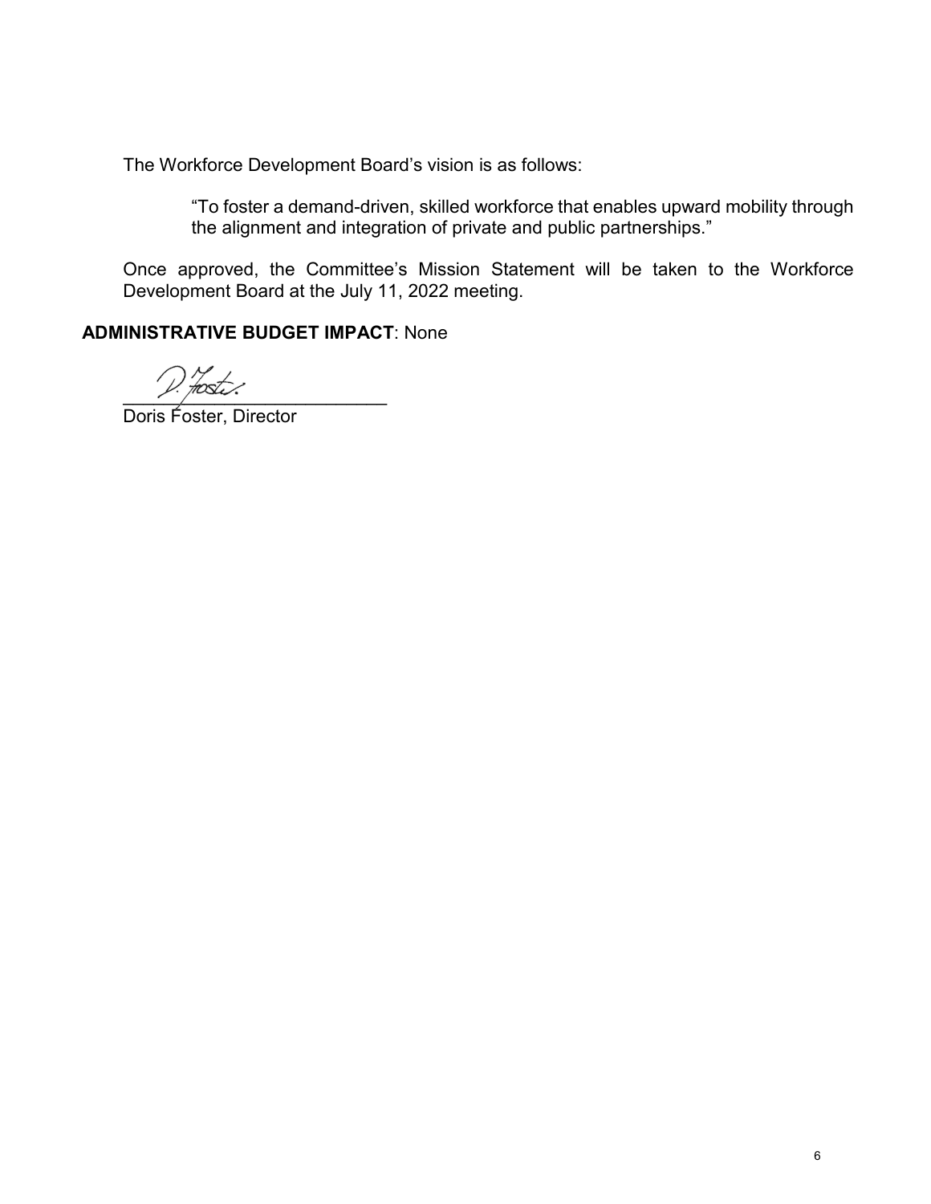The Workforce Development Board's vision is as follows:

> "To foster a demand-driven, skilled workforce that enables upward mobility through the alignment and integration of private and public partnerships."

Once approved, the Committee's Mission Statement will be taken to the Workforce Development Board at the July 11, 2022 meeting.

**ADMINISTRATIVE BUDGET IMPACT**: None

D. Foster

Doris Foster, Director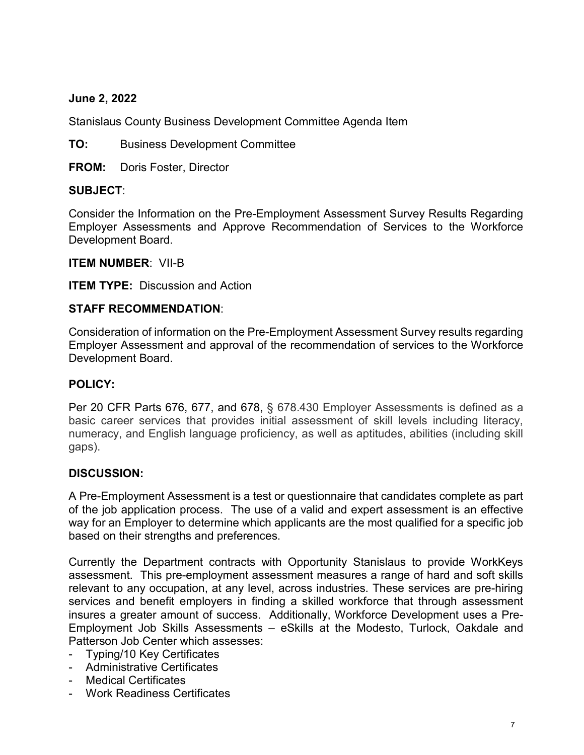**June 2, 2022**

Stanislaus County Business Development Committee Agenda Item

**TO:** Business Development Committee

**FROM:** Doris Foster, Director

**SUBJECT**:

Consider the Information on the Pre-Employment Assessment Survey Results Regarding Employer Assessments and Approve Recommendation of Services to the Workforce Development Board.

**ITEM NUMBER**: VII-B

**ITEM TYPE:** Discussion and Action

**STAFF RECOMMENDATION**:

Consideration of information on the Pre-Employment Assessment Survey results regarding Employer Assessment and approval of the recommendation of services to the Workforce Development Board.

**POLICY:**

Per 20 CFR Parts 676, 677, and 678, § 678.430 Employer Assessments is defined as a basic career services that provides initial assessment of skill levels including literacy, numeracy, and English language proficiency, as well as aptitudes, abilities (including skill gaps).

**DISCUSSION:**

A Pre-Employment Assessment is a test or questionnaire that candidates complete as part of the job application process. The use of a valid and expert assessment is an effective way for an Employer to determine which applicants are the most qualified for a specific job based on their strengths and preferences.

Currently the Department contracts with Opportunity Stanislaus to provide WorkKeys assessment. This pre-employment assessment measures a range of hard and soft skills relevant to any occupation, at any level, across industries. These services are pre-hiring services and benefit employers in finding a skilled workforce that through assessment insures a greater amount of success. Additionally, Workforce Development uses a Pre-Employment Job Skills Assessments – eSkills at the Modesto, Turlock, Oakdale and Patterson Job Center which assesses:

- Typing/10 Key Certificates
- Administrative Certificates
- Medical Certificates
- Work Readiness Certificates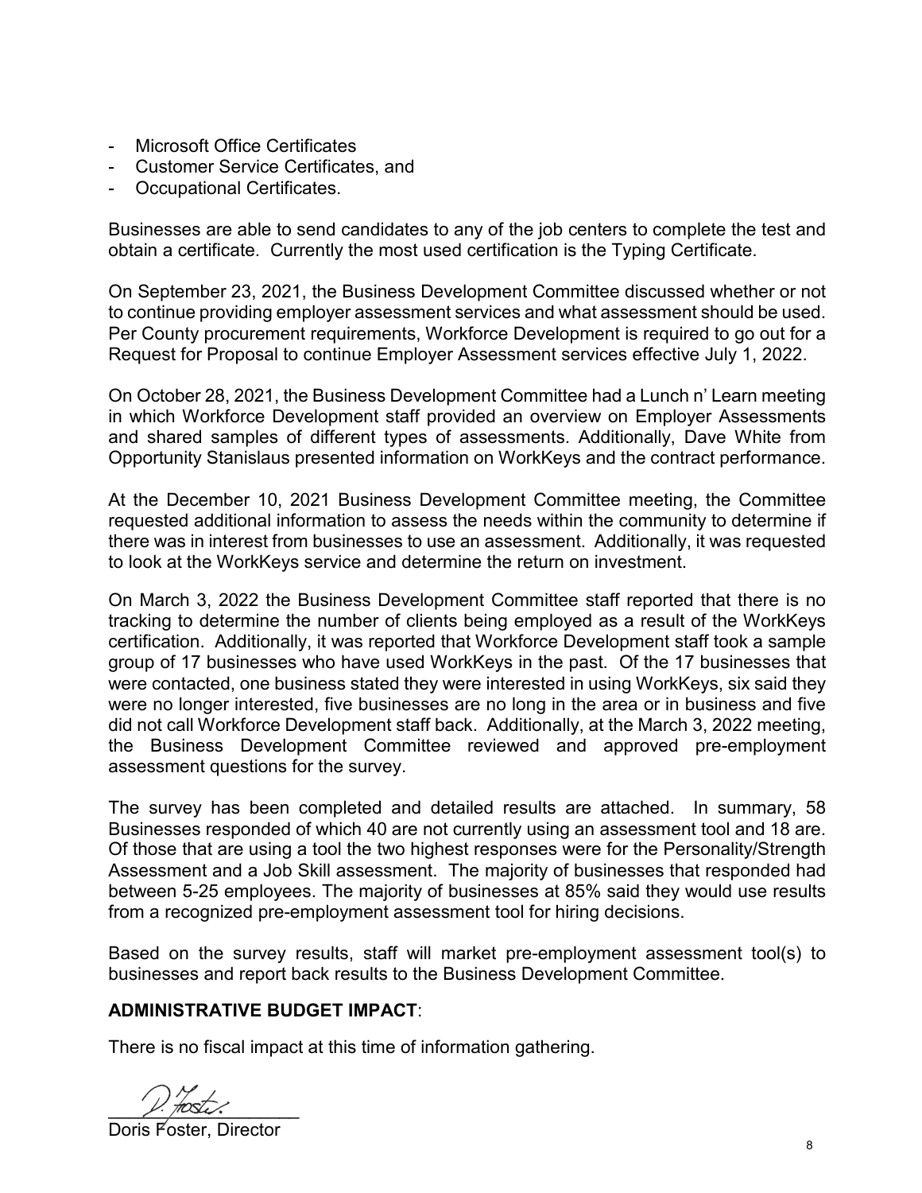- Microsoft Office Certificates
- Customer Service Certificates, and
- Occupational Certificates.

Businesses are able to send candidates to any of the job centers to complete the test and obtain a certificate. Currently the most used certification is the Typing Certificate.

On September 23, 2021, the Business Development Committee discussed whether or not to continue providing employer assessment services and what assessment should be used. Per County procurement requirements, Workforce Development is required to go out for a Request for Proposal to continue Employer Assessment services effective July 1, 2022.

On October 28, 2021, the Business Development Committee had a Lunch n' Learn meeting in which Workforce Development staff provided an overview on Employer Assessments and shared samples of different types of assessments. Additionally, Dave White from Opportunity Stanislaus presented information on WorkKeys and the contract performance.

At the December 10, 2021 Business Development Committee meeting, the Committee requested additional information to assess the needs within the community to determine if there was in interest from businesses to use an assessment. Additionally, it was requested to look at the WorkKeys service and determine the return on investment.

On March 3, 2022 the Business Development Committee staff reported that there is no tracking to determine the number of clients being employed as a result of the WorkKeys certification. Additionally, it was reported that Workforce Development staff took a sample group of 17 businesses who have used WorkKeys in the past. Of the 17 businesses that were contacted, one business stated they were interested in using WorkKeys, six said they were no longer interested, five businesses are no long in the area or in business and five did not call Workforce Development staff back. Additionally, at the March 3, 2022 meeting, the Business Development Committee reviewed and approved pre-employment assessment questions for the survey.

The survey has been completed and detailed results are attached. In summary, 58 Businesses responded of which 40 are not currently using an assessment tool and 18 are. Of those that are using a tool the two highest responses were for the Personality/Strength Assessment and a Job Skill assessment. The majority of businesses that responded had between 5-25 employees. The majority of businesses at 85% said they would use results from a recognized pre-employment assessment tool for hiring decisions.

Based on the survey results, staff will market pre-employment assessment tool(s) to businesses and report back results to the Business Development Committee.

**ADMINISTRATIVE BUDGET IMPACT**:

There is no fiscal impact at this time of information gathering.

D. Foster

Doris Foster, Director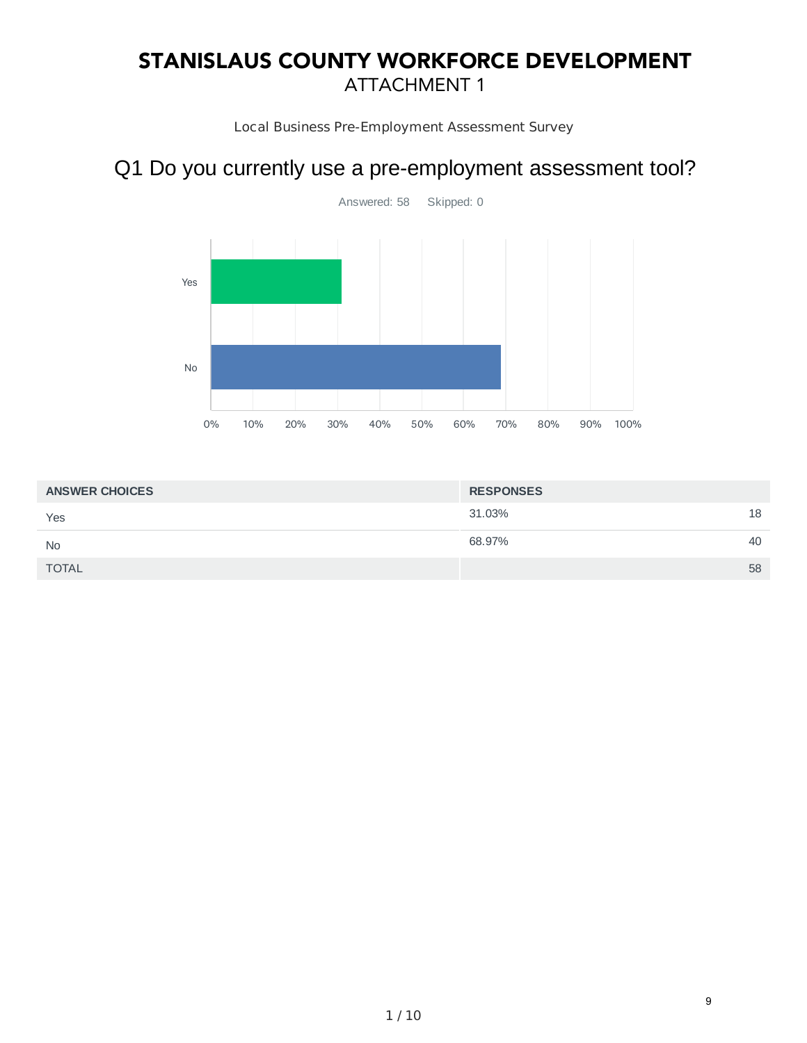# STANISLAUS COUNTY WORKFORCE DEVELOPMENT

## ATTACHMENT 1

Local Business Pre-Employment Assessment Survey

## Q1 Do you currently use a pre-employment assessment tool?

Answered: 58    Skipped: 0

| ANSWER CHOICES | RESPONSES | |
|---|---|---|
| Yes | 31.03% | 18 |
| No | 68.97% | 40 |
| TOTAL | | 58 |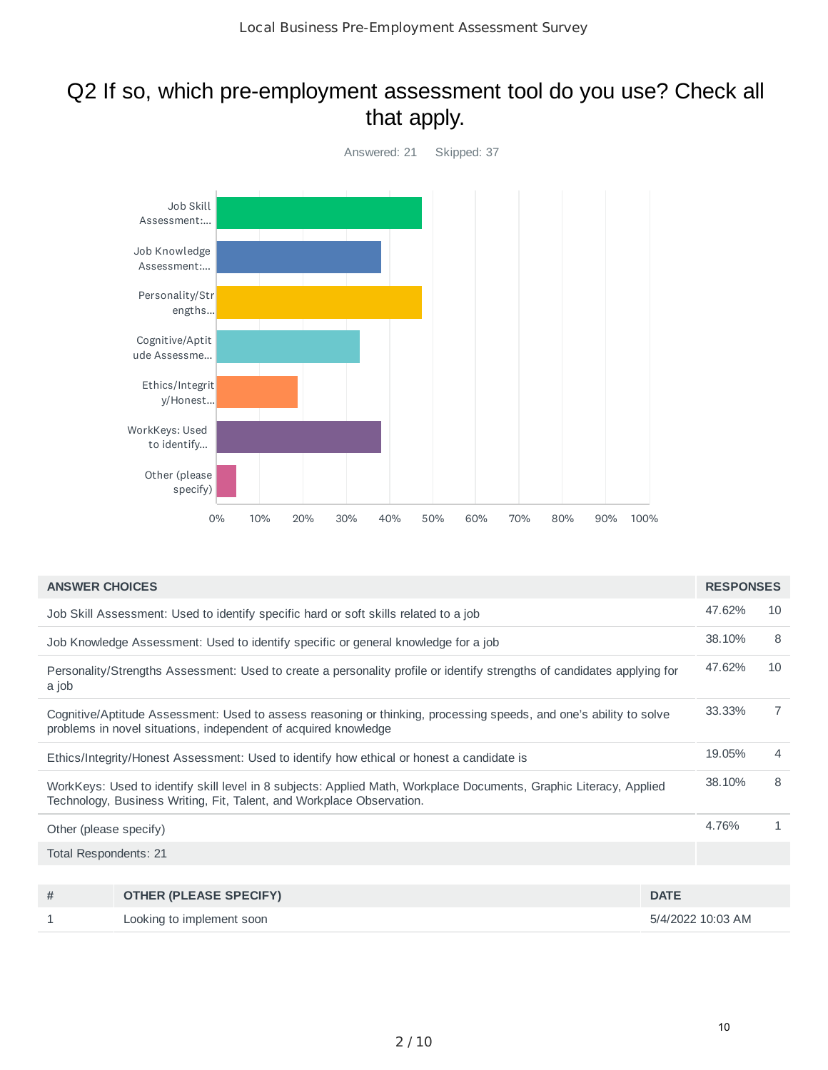## Q2 If so, which pre-employment assessment tool do you use? Check all that apply.

Answered: 21 Skipped: 37

| ANSWER CHOICES | RESPONSES | |
|---|---|---|
| Job Skill Assessment: Used to identify specific hard or soft skills related to a job | 47.62% | 10 |
| Job Knowledge Assessment: Used to identify specific or general knowledge for a job | 38.10% | 8 |
| Personality/Strengths Assessment: Used to create a personality profile or identify strengths of candidates applying for a job | 47.62% | 10 |
| Cognitive/Aptitude Assessment: Used to assess reasoning or thinking, processing speeds, and one's ability to solve problems in novel situations, independent of acquired knowledge | 33.33% | 7 |
| Ethics/Integrity/Honest Assessment: Used to identify how ethical or honest a candidate is | 19.05% | 4 |
| WorkKeys: Used to identify skill level in 8 subjects: Applied Math, Workplace Documents, Graphic Literacy, Applied Technology, Business Writing, Fit, Talent, and Workplace Observation. | 38.10% | 8 |
| Other (please specify) | 4.76% | 1 |
| Total Respondents: 21 | | |

| # | OTHER (PLEASE SPECIFY) | DATE |
|---|---|---|
| 1 | Looking to implement soon | 5/4/2022 10:03 AM |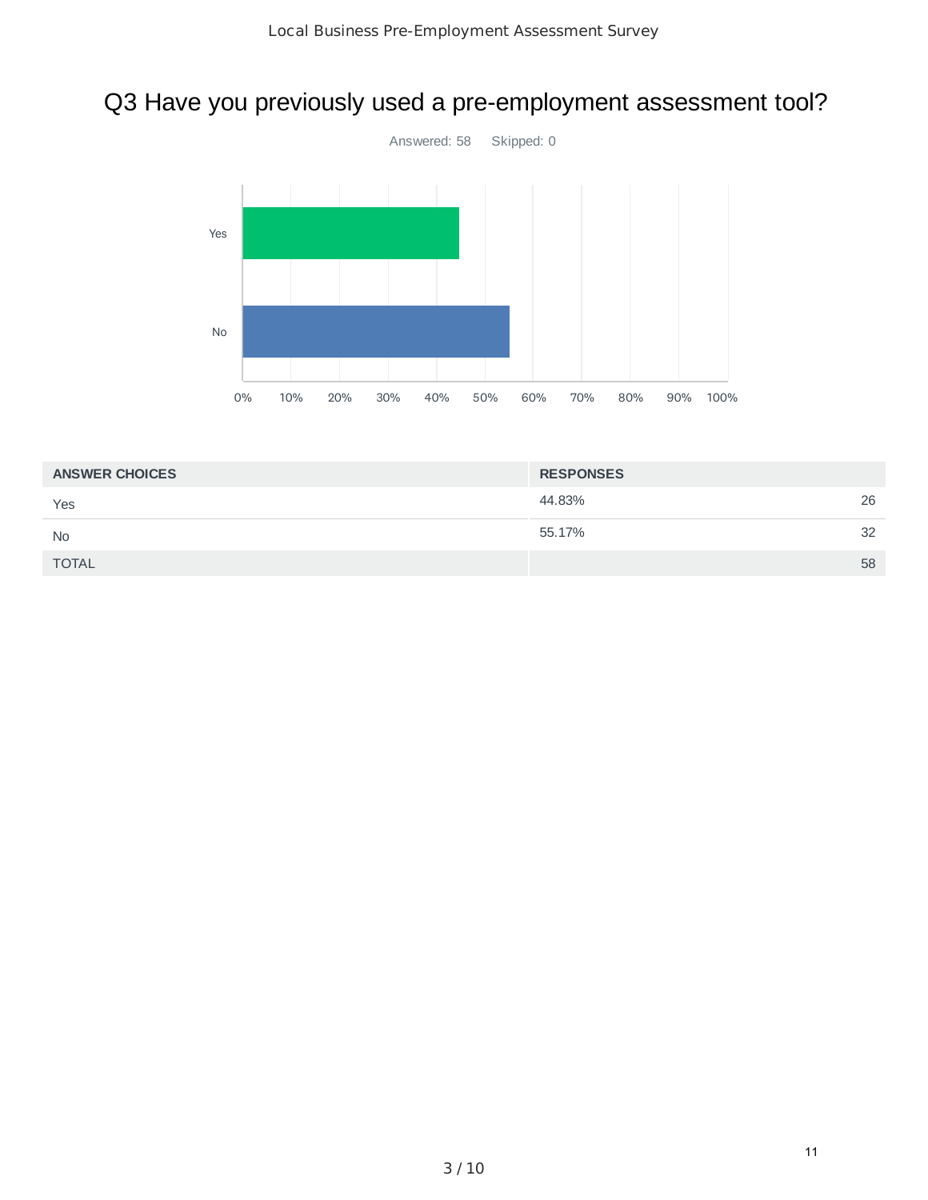## Q3 Have you previously used a pre-employment assessment tool?

Answered: 58    Skipped: 0

| ANSWER CHOICES | RESPONSES | |
|---|---|---|
| Yes | 44.83% | 26 |
| No | 55.17% | 32 |
| TOTAL | | 58 |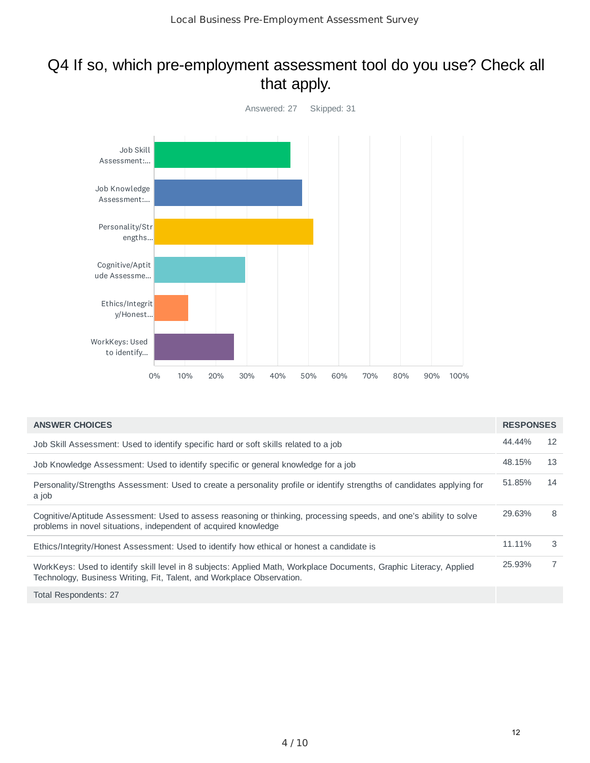# Q4 If so, which pre-employment assessment tool do you use? Check all that apply.

Answered: 27 Skipped: 31

| ANSWER CHOICES | RESPONSES | |
|---|---|---|
| Job Skill Assessment: Used to identify specific hard or soft skills related to a job | 44.44% | 12 |
| Job Knowledge Assessment: Used to identify specific or general knowledge for a job | 48.15% | 13 |
| Personality/Strengths Assessment: Used to create a personality profile or identify strengths of candidates applying for a job | 51.85% | 14 |
| Cognitive/Aptitude Assessment: Used to assess reasoning or thinking, processing speeds, and one's ability to solve problems in novel situations, independent of acquired knowledge | 29.63% | 8 |
| Ethics/Integrity/Honest Assessment: Used to identify how ethical or honest a candidate is | 11.11% | 3 |
| WorkKeys: Used to identify skill level in 8 subjects: Applied Math, Workplace Documents, Graphic Literacy, Applied Technology, Business Writing, Fit, Talent, and Workplace Observation. | 25.93% | 7 |
| Total Respondents: 27 | | |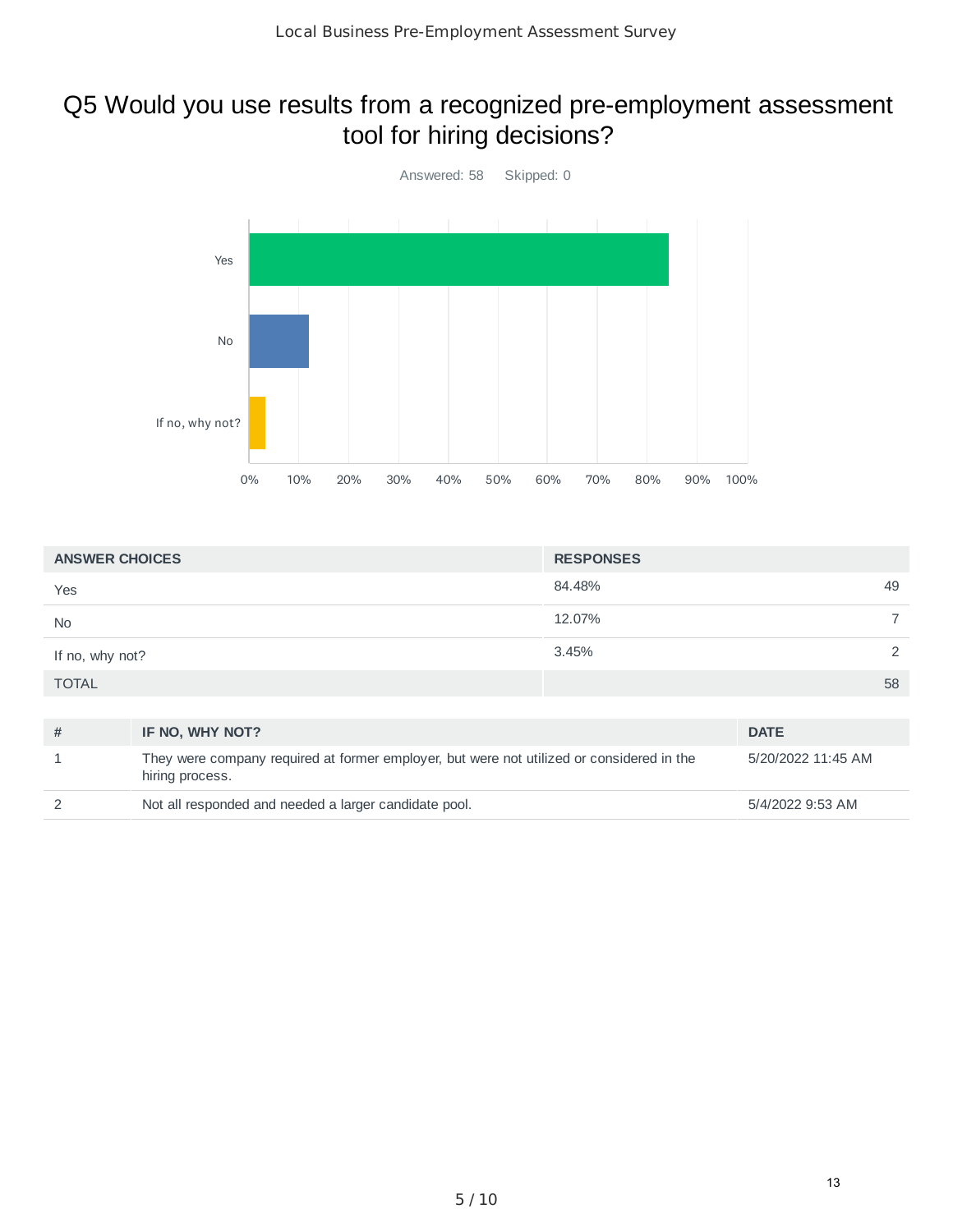# Q5 Would you use results from a recognized pre-employment assessment tool for hiring decisions?

Answered: 58 Skipped: 0

| ANSWER CHOICES | RESPONSES | |
|---|---|---|
| Yes | 84.48% | 49 |
| No | 12.07% | 7 |
| If no, why not? | 3.45% | 2 |
| TOTAL | | 58 |

| # | IF NO, WHY NOT? | DATE |
|---|---|---|
| 1 | They were company required at former employer, but were not utilized or considered in the hiring process. | 5/20/2022 11:45 AM |
| 2 | Not all responded and needed a larger candidate pool. | 5/4/2022 9:53 AM |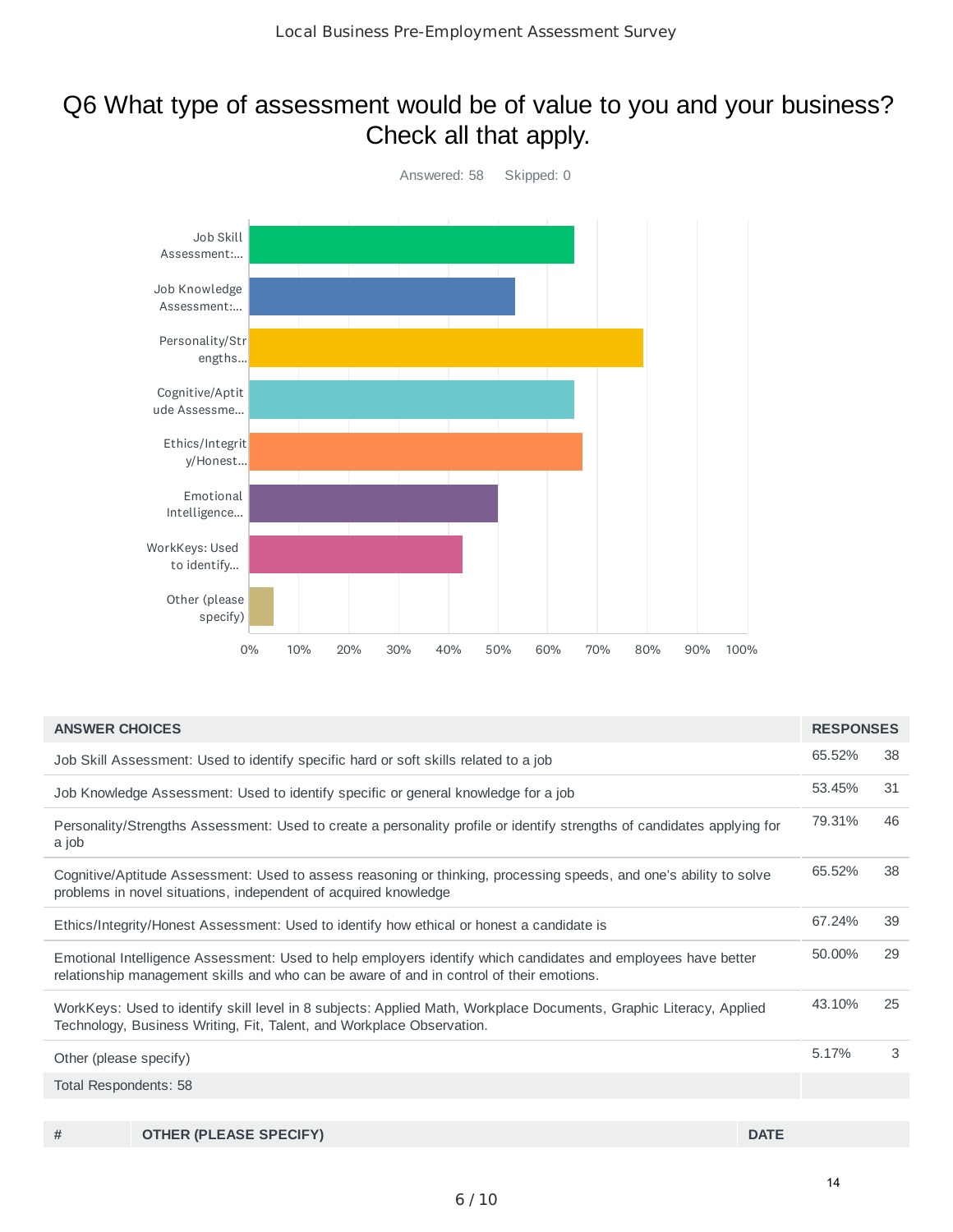## Q6 What type of assessment would be of value to you and your business? Check all that apply.

Answered: 58    Skipped: 0

| Answer Choice | Percentage |
| --- | --- |
| Job Skill Assessment:... | 65.52% |
| Job Knowledge Assessment:... | 53.45% |
| Personality/Strengths... | 79.31% |
| Cognitive/Aptitude Assessme... | 65.52% |
| Ethics/Integrity/Honest... | 67.24% |
| Emotional Intelligence... | 50.00% |
| WorkKeys: Used to identify... | 43.10% |
| Other (please specify) | 5.17% |

| ANSWER CHOICES | RESPONSES | |
| --- | --- | --- |
| Job Skill Assessment: Used to identify specific hard or soft skills related to a job | 65.52% | 38 |
| Job Knowledge Assessment: Used to identify specific or general knowledge for a job | 53.45% | 31 |
| Personality/Strengths Assessment: Used to create a personality profile or identify strengths of candidates applying for a job | 79.31% | 46 |
| Cognitive/Aptitude Assessment: Used to assess reasoning or thinking, processing speeds, and one's ability to solve problems in novel situations, independent of acquired knowledge | 65.52% | 38 |
| Ethics/Integrity/Honest Assessment: Used to identify how ethical or honest a candidate is | 67.24% | 39 |
| Emotional Intelligence Assessment: Used to help employers identify which candidates and employees have better relationship management skills and who can be aware of and in control of their emotions. | 50.00% | 29 |
| WorkKeys: Used to identify skill level in 8 subjects: Applied Math, Workplace Documents, Graphic Literacy, Applied Technology, Business Writing, Fit, Talent, and Workplace Observation. | 43.10% | 25 |
| Other (please specify) | 5.17% | 3 |
| Total Respondents: 58 | | |

| # | OTHER (PLEASE SPECIFY) | DATE |
| --- | --- | --- |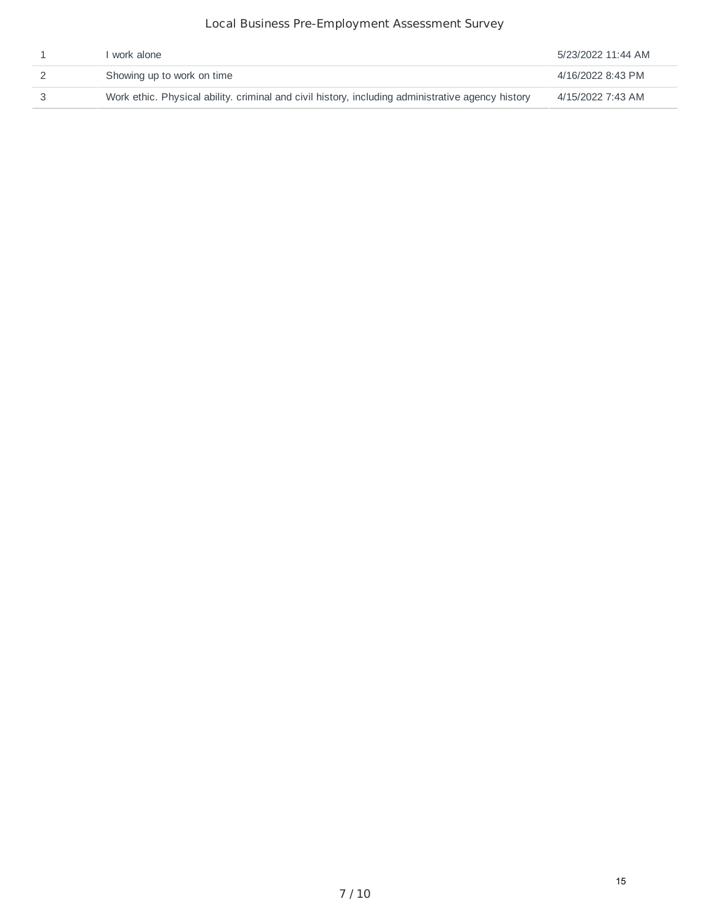| 1 | I work alone | 5/23/2022 11:44 AM |
|---|---|---|
| 2 | Showing up to work on time | 4/16/2022 8:43 PM |
| 3 | Work ethic. Physical ability. criminal and civil history, including administrative agency history | 4/15/2022 7:43 AM |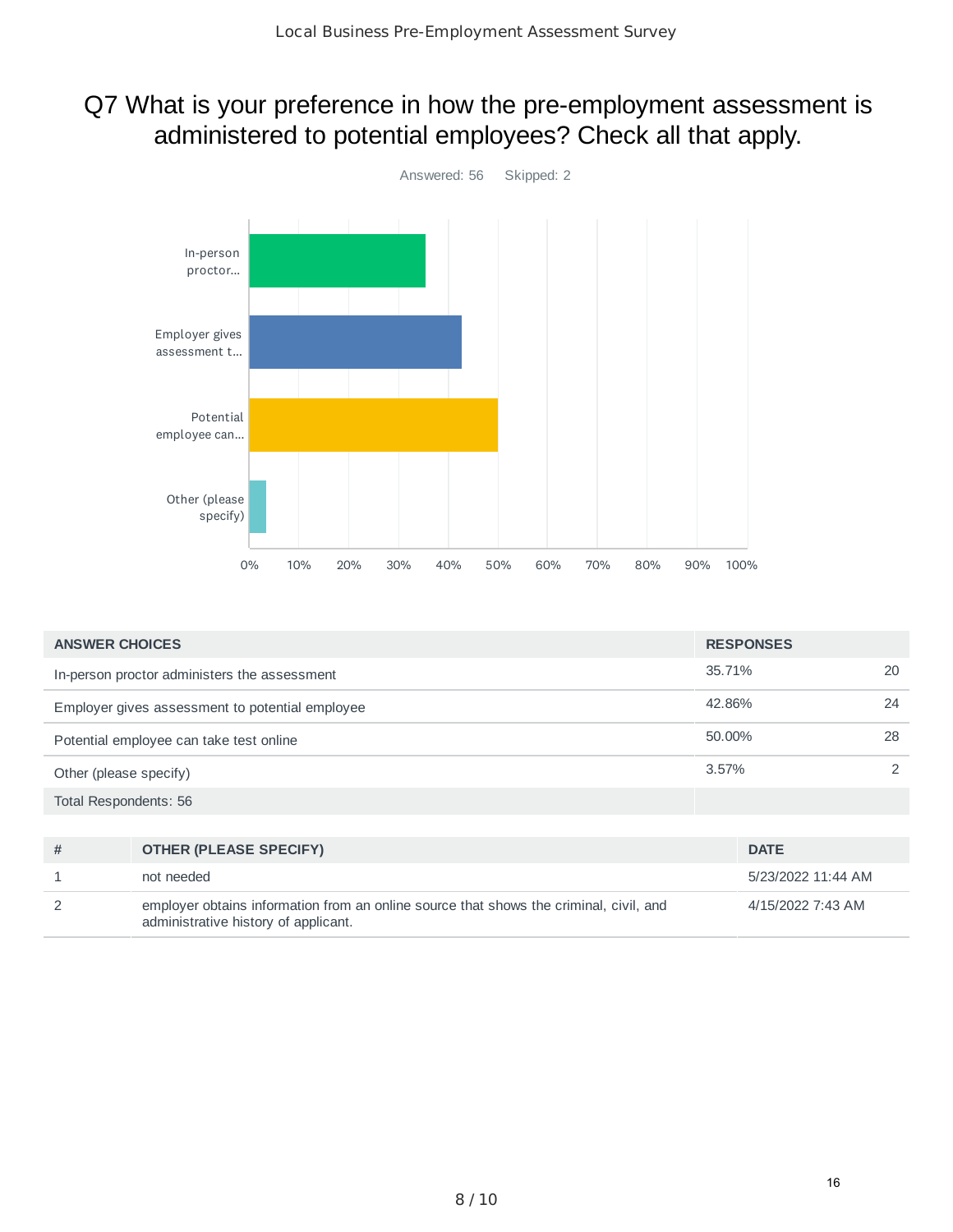# Q7 What is your preference in how the pre-employment assessment is administered to potential employees? Check all that apply.

Answered: 56 Skipped: 2

| ANSWER CHOICES | RESPONSES | |
|---|---|---|
| In-person proctor administers the assessment | 35.71% | 20 |
| Employer gives assessment to potential employee | 42.86% | 24 |
| Potential employee can take test online | 50.00% | 28 |
| Other (please specify) | 3.57% | 2 |
| Total Respondents: 56 | | |

| # | OTHER (PLEASE SPECIFY) | DATE |
|---|---|---|
| 1 | not needed | 5/23/2022 11:44 AM |
| 2 | employer obtains information from an online source that shows the criminal, civil, and administrative history of applicant. | 4/15/2022 7:43 AM |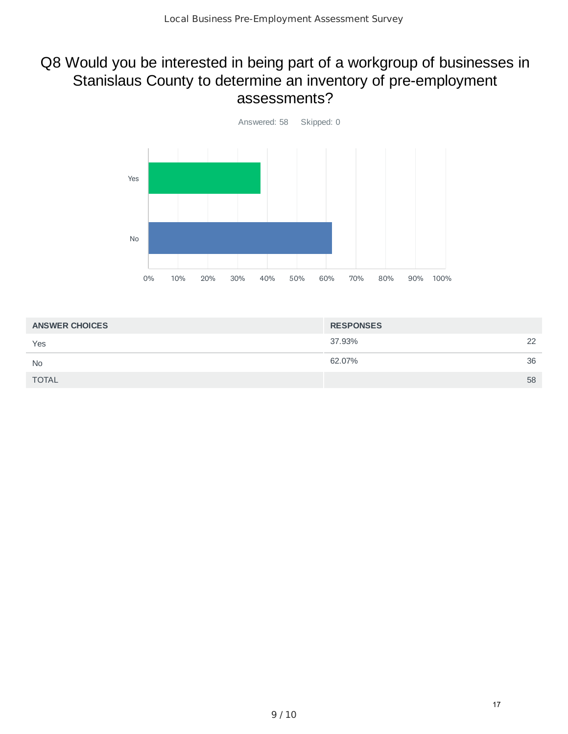## Q8 Would you be interested in being part of a workgroup of businesses in Stanislaus County to determine an inventory of pre-employment assessments?

Answered: 58 Skipped: 0

| ANSWER CHOICES | RESPONSES | |
|---|---|---|
| Yes | 37.93% | 22 |
| No | 62.07% | 36 |
| TOTAL | | 58 |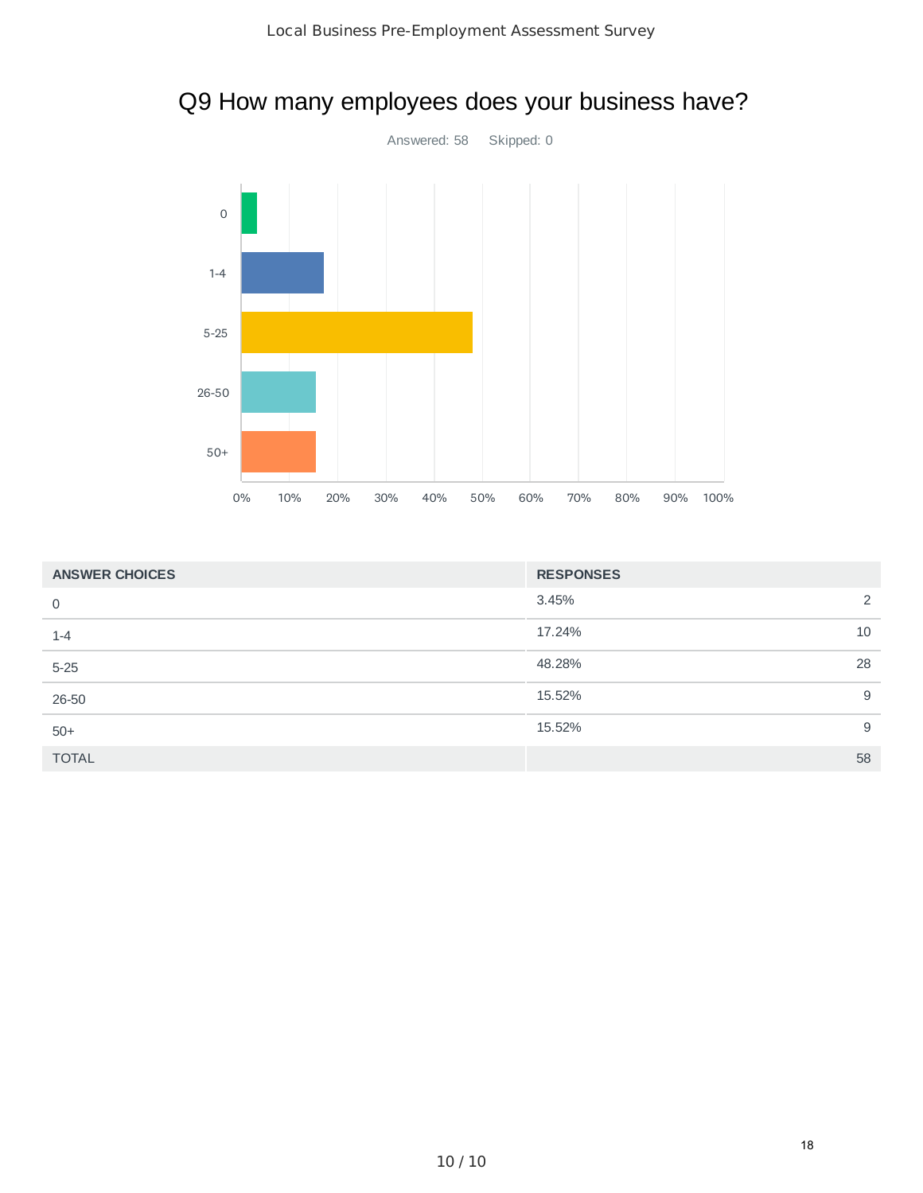# Q9 How many employees does your business have?

Answered: 58 Skipped: 0

| ANSWER CHOICES | RESPONSES | |
|---|---|---|
| 0 | 3.45% | 2 |
| 1-4 | 17.24% | 10 |
| 5-25 | 48.28% | 28 |
| 26-50 | 15.52% | 9 |
| 50+ | 15.52% | 9 |
| TOTAL | | 58 |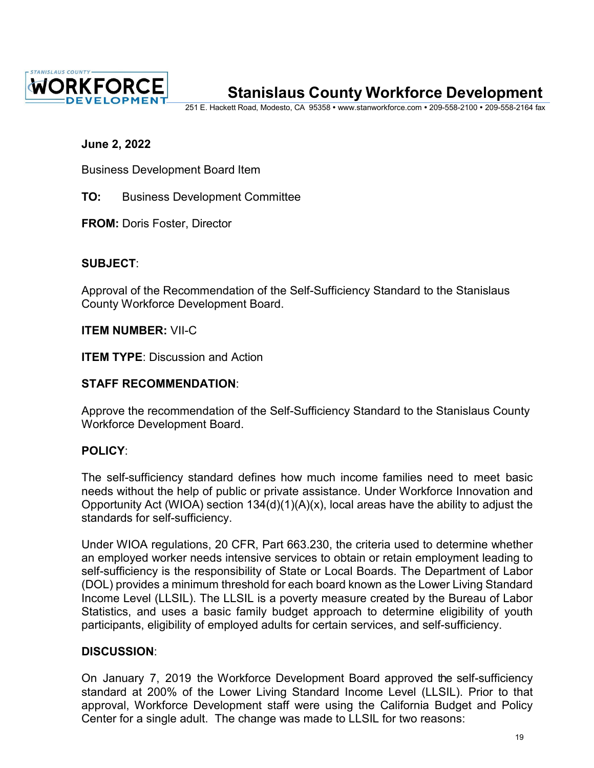# Stanislaus County Workforce Development

251 E. Hackett Road, Modesto, CA 95358 • www.stanworkforce.com • 209-558-2100 • 209-558-2164 fax

**June 2, 2022**

Business Development Board Item

**TO:** Business Development Committee

**FROM:** Doris Foster, Director

**SUBJECT**:

Approval of the Recommendation of the Self-Sufficiency Standard to the Stanislaus County Workforce Development Board.

**ITEM NUMBER:** VII-C

**ITEM TYPE**: Discussion and Action

**STAFF RECOMMENDATION**:

Approve the recommendation of the Self-Sufficiency Standard to the Stanislaus County Workforce Development Board.

**POLICY**:

The self-sufficiency standard defines how much income families need to meet basic needs without the help of public or private assistance. Under Workforce Innovation and Opportunity Act (WIOA) section 134(d)(1)(A)(x), local areas have the ability to adjust the standards for self-sufficiency.

Under WIOA regulations, 20 CFR, Part 663.230, the criteria used to determine whether an employed worker needs intensive services to obtain or retain employment leading to self-sufficiency is the responsibility of State or Local Boards. The Department of Labor (DOL) provides a minimum threshold for each board known as the Lower Living Standard Income Level (LLSIL). The LLSIL is a poverty measure created by the Bureau of Labor Statistics, and uses a basic family budget approach to determine eligibility of youth participants, eligibility of employed adults for certain services, and self-sufficiency.

**DISCUSSION**:

On January 7, 2019 the Workforce Development Board approved the self-sufficiency standard at 200% of the Lower Living Standard Income Level (LLSIL). Prior to that approval, Workforce Development staff were using the California Budget and Policy Center for a single adult. The change was made to LLSIL for two reasons: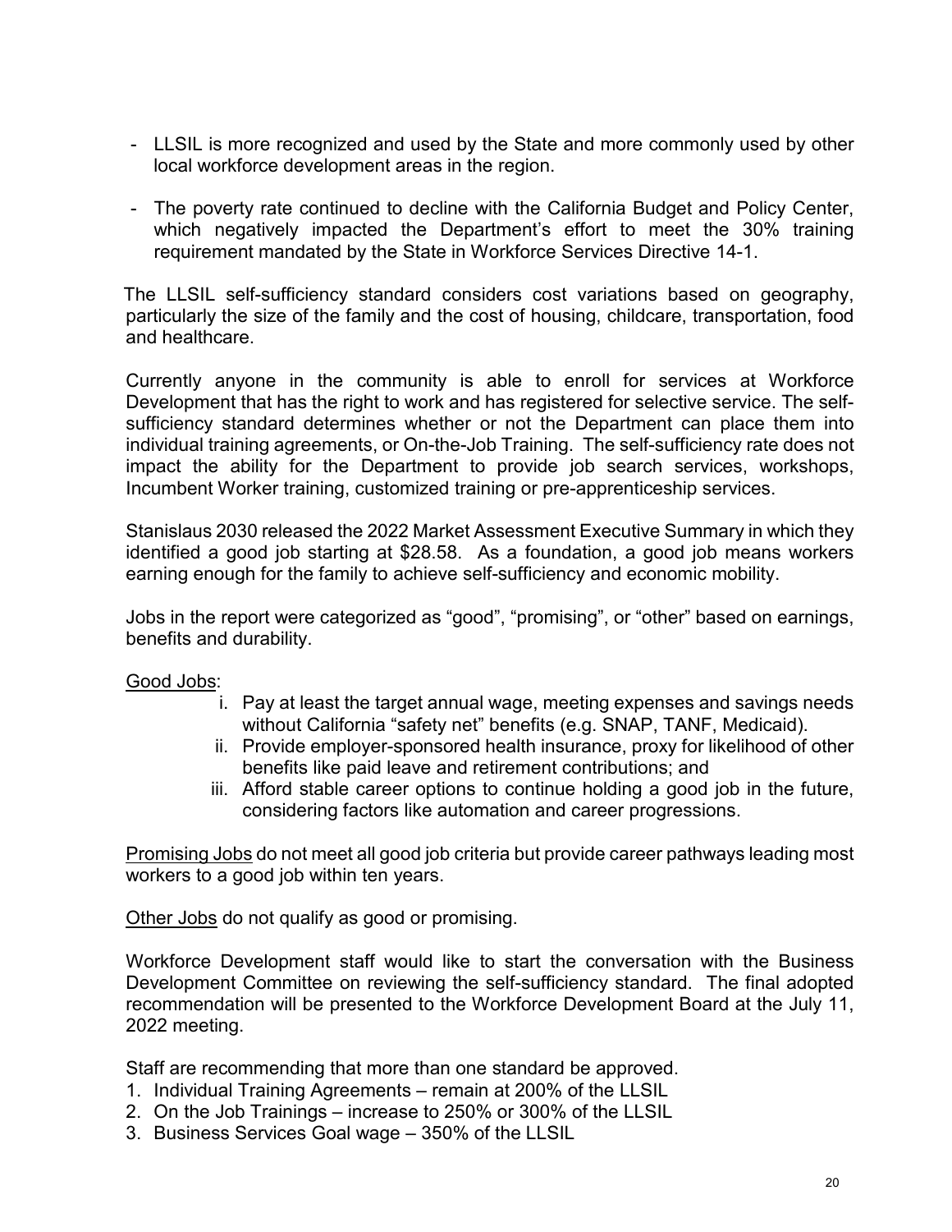- LLSIL is more recognized and used by the State and more commonly used by other local workforce development areas in the region.

- The poverty rate continued to decline with the California Budget and Policy Center, which negatively impacted the Department's effort to meet the 30% training requirement mandated by the State in Workforce Services Directive 14-1.

The LLSIL self-sufficiency standard considers cost variations based on geography, particularly the size of the family and the cost of housing, childcare, transportation, food and healthcare.

Currently anyone in the community is able to enroll for services at Workforce Development that has the right to work and has registered for selective service. The self-sufficiency standard determines whether or not the Department can place them into individual training agreements, or On-the-Job Training. The self-sufficiency rate does not impact the ability for the Department to provide job search services, workshops, Incumbent Worker training, customized training or pre-apprenticeship services.

Stanislaus 2030 released the 2022 Market Assessment Executive Summary in which they identified a good job starting at $28.58. As a foundation, a good job means workers earning enough for the family to achieve self-sufficiency and economic mobility.

Jobs in the report were categorized as "good", "promising", or "other" based on earnings, benefits and durability.

<u>Good Jobs</u>:

i. Pay at least the target annual wage, meeting expenses and savings needs without California "safety net" benefits (e.g. SNAP, TANF, Medicaid).
ii. Provide employer-sponsored health insurance, proxy for likelihood of other benefits like paid leave and retirement contributions; and
iii. Afford stable career options to continue holding a good job in the future, considering factors like automation and career progressions.

<u>Promising Jobs</u> do not meet all good job criteria but provide career pathways leading most workers to a good job within ten years.

<u>Other Jobs</u> do not qualify as good or promising.

Workforce Development staff would like to start the conversation with the Business Development Committee on reviewing the self-sufficiency standard. The final adopted recommendation will be presented to the Workforce Development Board at the July 11, 2022 meeting.

Staff are recommending that more than one standard be approved.

1. Individual Training Agreements – remain at 200% of the LLSIL
2. On the Job Trainings – increase to 250% or 300% of the LLSIL
3. Business Services Goal wage – 350% of the LLSIL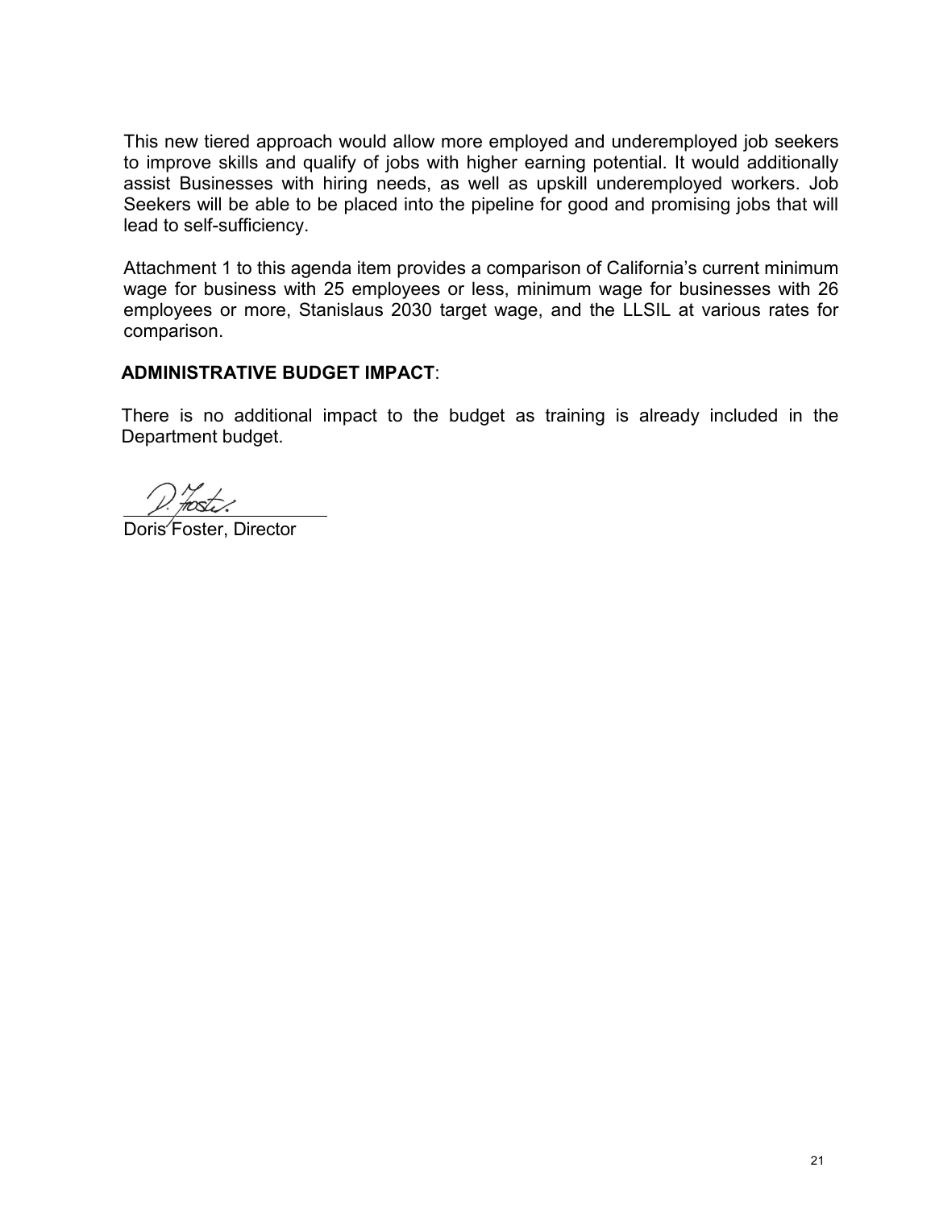This new tiered approach would allow more employed and underemployed job seekers to improve skills and qualify of jobs with higher earning potential. It would additionally assist Businesses with hiring needs, as well as upskill underemployed workers. Job Seekers will be able to be placed into the pipeline for good and promising jobs that will lead to self-sufficiency.

Attachment 1 to this agenda item provides a comparison of California's current minimum wage for business with 25 employees or less, minimum wage for businesses with 26 employees or more, Stanislaus 2030 target wage, and the LLSIL at various rates for comparison.

**ADMINISTRATIVE BUDGET IMPACT**:

There is no additional impact to the budget as training is already included in the Department budget.

Doris Foster, Director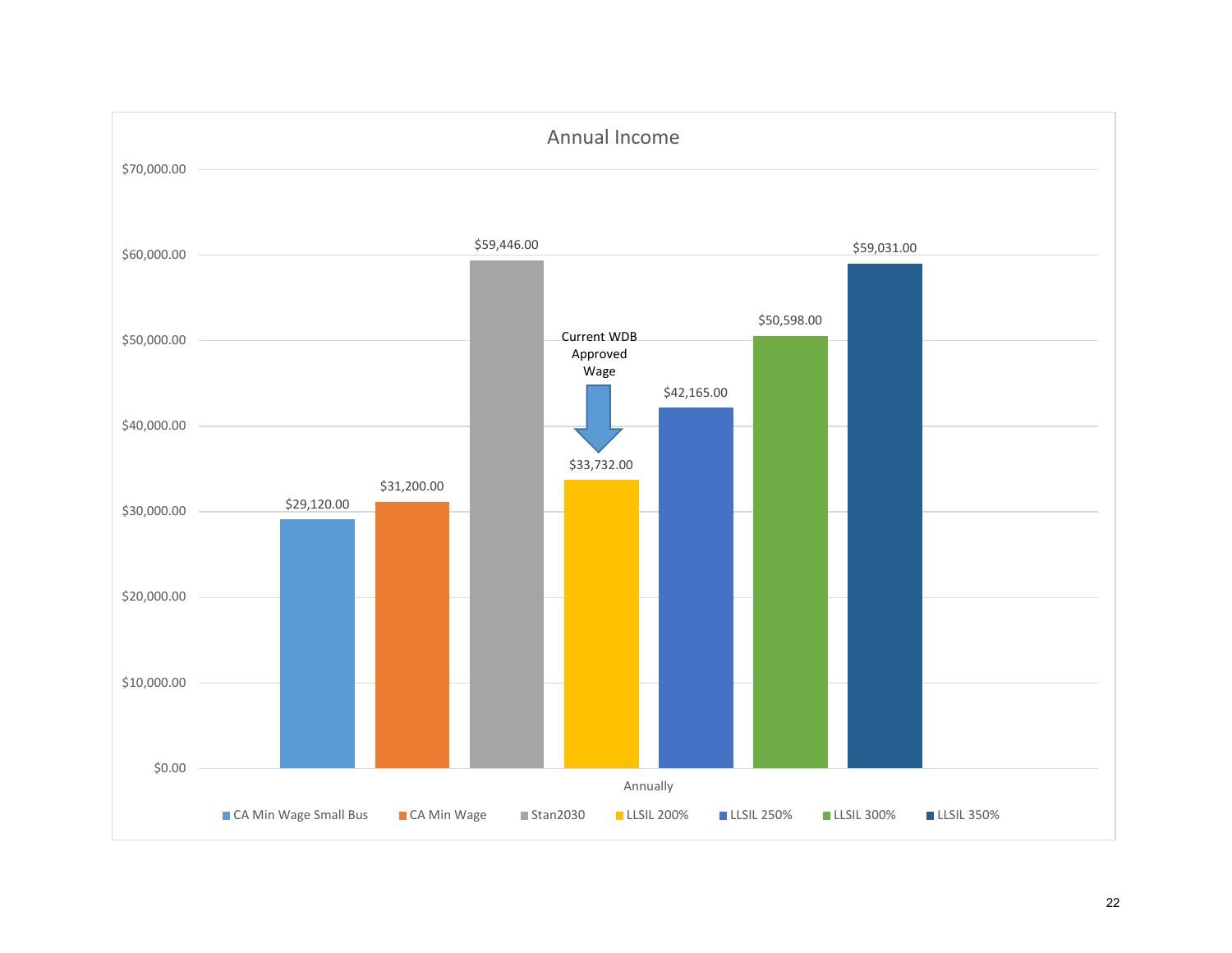Annual Income

$70,000.00
$60,000.00
$50,000.00
$40,000.00
$30,000.00
$20,000.00
$10,000.00
$0.00

$29,120.00
$31,200.00
$59,446.00
Current WDB Approved Wage
$33,732.00
$42,165.00
$50,598.00
$59,031.00

Annually

CA Min Wage Small Bus
CA Min Wage
Stan2030
LLSIL 200%
LLSIL 250%
LLSIL 300%
LLSIL 350%